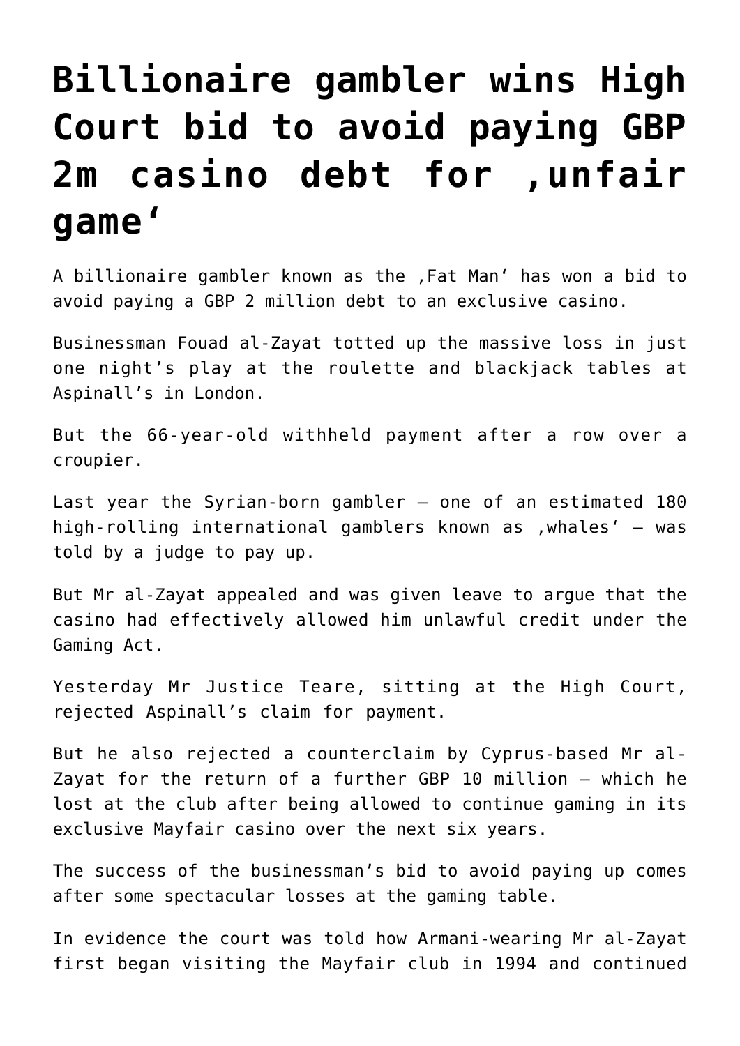# Billionaire gambler wins High Court bid to avoid paying GBP 2m casino debt for ‚unfair game‘

A billionaire gambler known as the ‚Fat Man‘ has won a bid to avoid paying a GBP 2 million debt to an exclusive casino.

Businessman Fouad al-Zayat totted up the massive loss in just one night’s play at the roulette and blackjack tables at Aspinall’s in London.

But the 66-year-old withheld payment after a row over a croupier.

Last year the Syrian-born gambler – one of an estimated 180 high-rolling international gamblers known as ‚whales‘ – was told by a judge to pay up.

But Mr al-Zayat appealed and was given leave to argue that the casino had effectively allowed him unlawful credit under the Gaming Act.

Yesterday Mr Justice Teare, sitting at the High Court, rejected Aspinall’s claim for payment.

But he also rejected a counterclaim by Cyprus-based Mr al-Zayat for the return of a further GBP 10 million – which he lost at the club after being allowed to continue gaming in its exclusive Mayfair casino over the next six years.

The success of the businessman’s bid to avoid paying up comes after some spectacular losses at the gaming table.

In evidence the court was told how Armani-wearing Mr al-Zayat first began visiting the Mayfair club in 1994 and continued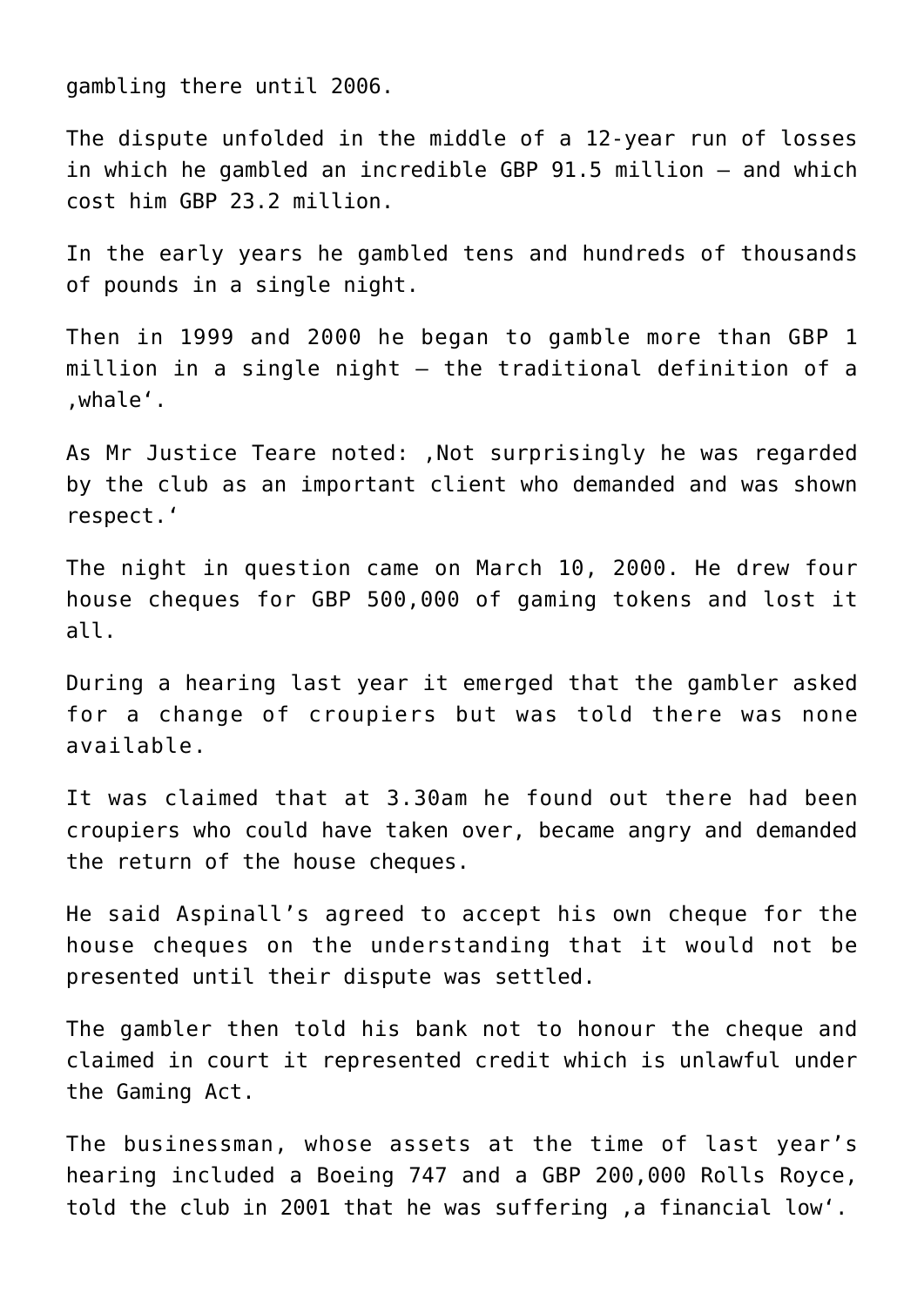gambling there until 2006.

The dispute unfolded in the middle of a 12-year run of losses in which he gambled an incredible GBP 91.5 million – and which cost him GBP 23.2 million.

In the early years he gambled tens and hundreds of thousands of pounds in a single night.

Then in 1999 and 2000 he began to gamble more than GBP 1 million in a single night – the traditional definition of a ‚whale'.

As Mr Justice Teare noted: ‚Not surprisingly he was regarded by the club as an important client who demanded and was shown respect.'

The night in question came on March 10, 2000. He drew four house cheques for GBP 500,000 of gaming tokens and lost it all.

During a hearing last year it emerged that the gambler asked for a change of croupiers but was told there was none available.

It was claimed that at 3.30am he found out there had been croupiers who could have taken over, became angry and demanded the return of the house cheques.

He said Aspinall's agreed to accept his own cheque for the house cheques on the understanding that it would not be presented until their dispute was settled.

The gambler then told his bank not to honour the cheque and claimed in court it represented credit which is unlawful under the Gaming Act.

The businessman, whose assets at the time of last year's hearing included a Boeing 747 and a GBP 200,000 Rolls Royce, told the club in 2001 that he was suffering ‚a financial low'.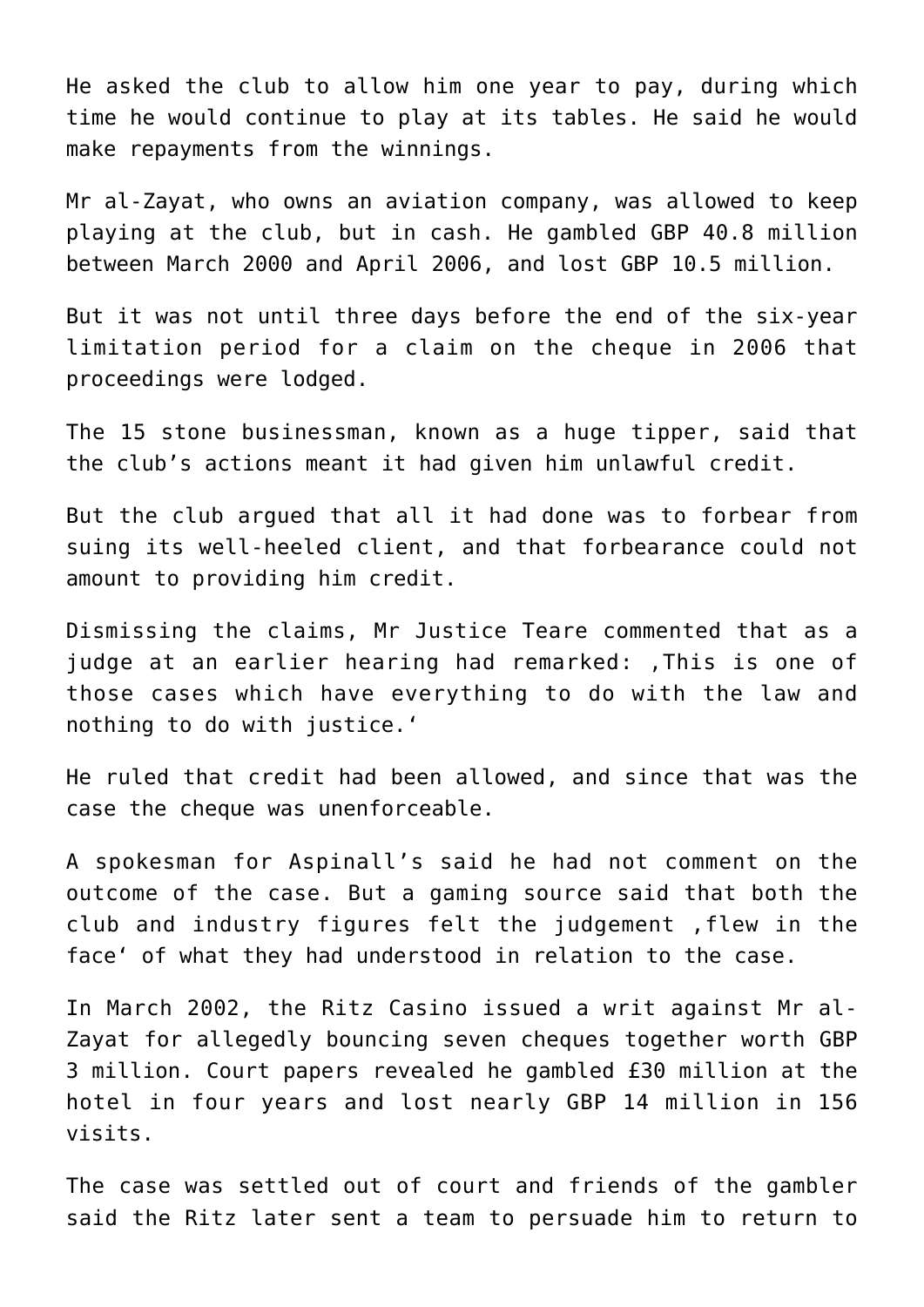He asked the club to allow him one year to pay, during which time he would continue to play at its tables. He said he would make repayments from the winnings.

Mr al-Zayat, who owns an aviation company, was allowed to keep playing at the club, but in cash. He gambled GBP 40.8 million between March 2000 and April 2006, and lost GBP 10.5 million.

But it was not until three days before the end of the six-year limitation period for a claim on the cheque in 2006 that proceedings were lodged.

The 15 stone businessman, known as a huge tipper, said that the club's actions meant it had given him unlawful credit.

But the club argued that all it had done was to forbear from suing its well-heeled client, and that forbearance could not amount to providing him credit.

Dismissing the claims, Mr Justice Teare commented that as a judge at an earlier hearing had remarked: ‚This is one of those cases which have everything to do with the law and nothing to do with justice.'

He ruled that credit had been allowed, and since that was the case the cheque was unenforceable.

A spokesman for Aspinall's said he had not comment on the outcome of the case. But a gaming source said that both the club and industry figures felt the judgement ‚flew in the face' of what they had understood in relation to the case.

In March 2002, the Ritz Casino issued a writ against Mr al-Zayat for allegedly bouncing seven cheques together worth GBP 3 million. Court papers revealed he gambled £30 million at the hotel in four years and lost nearly GBP 14 million in 156 visits.

The case was settled out of court and friends of the gambler said the Ritz later sent a team to persuade him to return to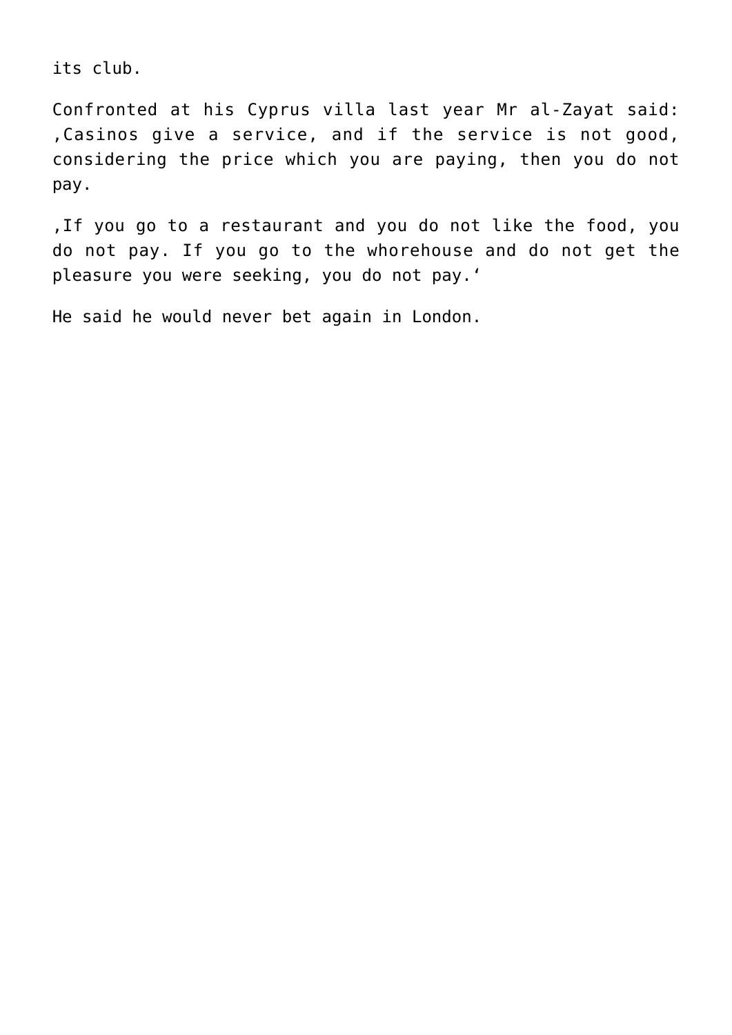its club.

Confronted at his Cyprus villa last year Mr al-Zayat said: ‚Casinos give a service, and if the service is not good, considering the price which you are paying, then you do not pay.

‚If you go to a restaurant and you do not like the food, you do not pay. If you go to the whorehouse and do not get the pleasure you were seeking, you do not pay.‘

He said he would never bet again in London.